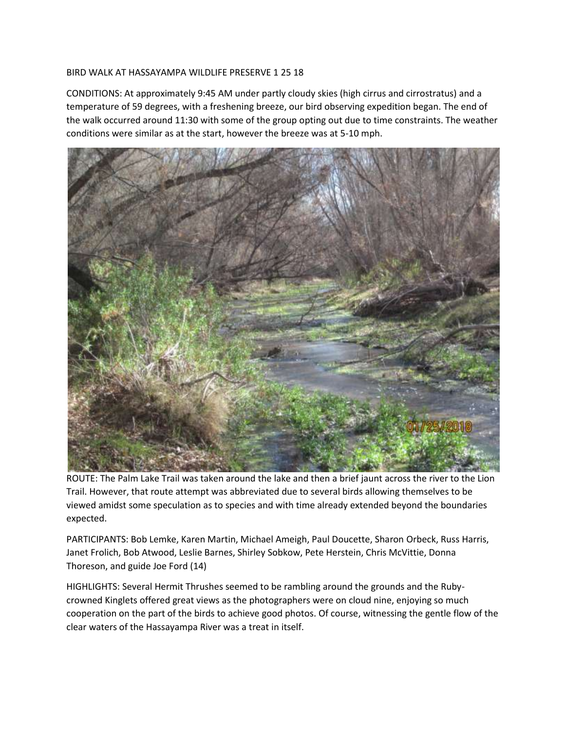BIRD WALK AT HASSAYAMPA WILDLIFE PRESERVE 1 25 18

CONDITIONS: At approximately 9:45 AM under partly cloudy skies (high cirrus and cirrostratus) and a temperature of 59 degrees, with a freshening breeze, our bird observing expedition began. The end of the walk occurred around 11:30 with some of the group opting out due to time constraints. The weather conditions were similar as at the start, however the breeze was at 5-10 mph.

ROUTE: The Palm Lake Trail was taken around the lake and then a brief jaunt across the river to the Lion Trail. However, that route attempt was abbreviated due to several birds allowing themselves to be viewed amidst some speculation as to species and with time already extended beyond the boundaries expected.

PARTICIPANTS: Bob Lemke, Karen Martin, Michael Ameigh, Paul Doucette, Sharon Orbeck, Russ Harris, Janet Frolich, Bob Atwood, Leslie Barnes, Shirley Sobkow, Pete Herstein, Chris McVittie, Donna Thoreson, and guide Joe Ford (14)

HIGHLIGHTS: Several Hermit Thrushes seemed to be rambling around the grounds and the Ruby-crowned Kinglets offered great views as the photographers were on cloud nine, enjoying so much cooperation on the part of the birds to achieve good photos. Of course, witnessing the gentle flow of the clear waters of the Hassayampa River was a treat in itself.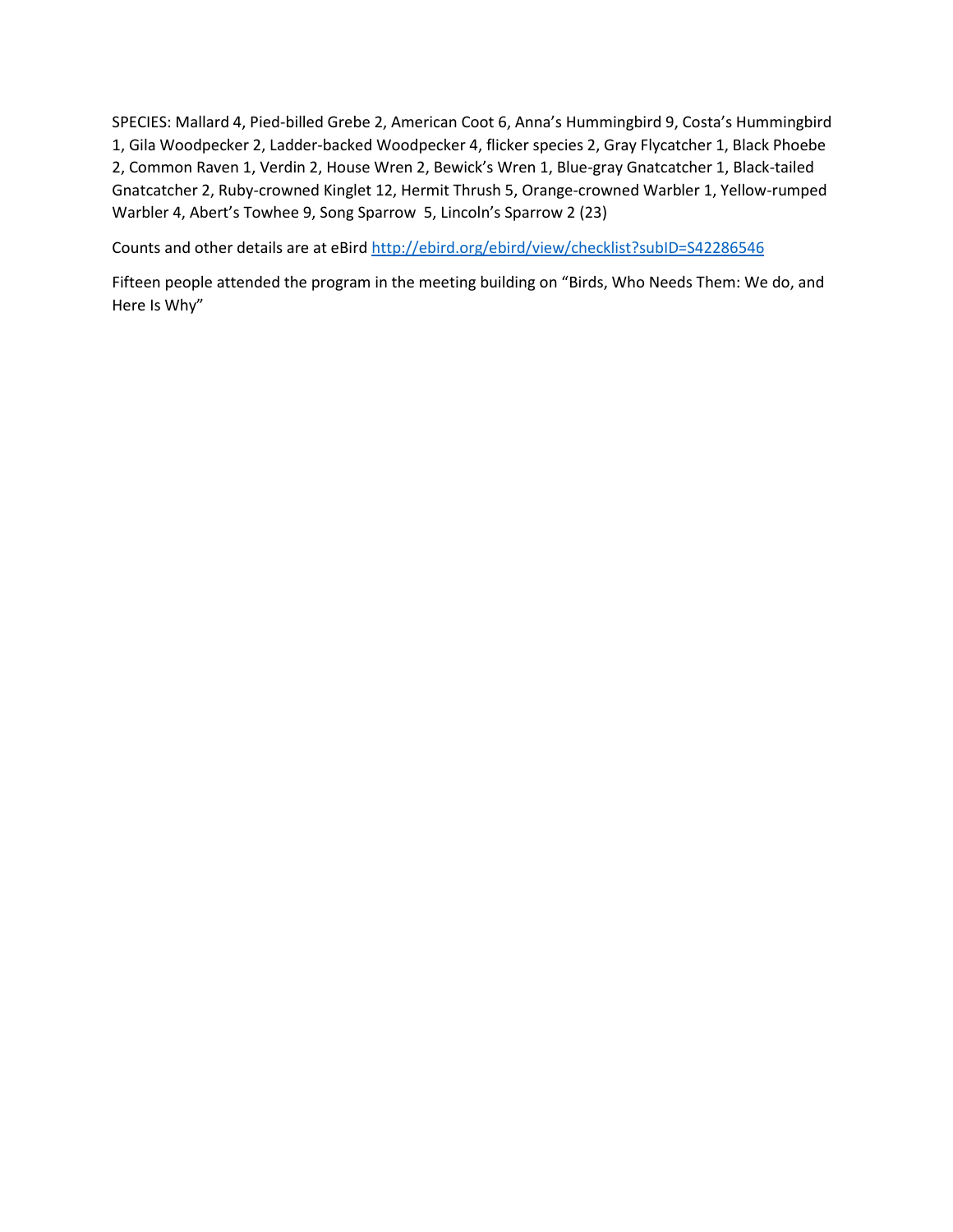SPECIES: Mallard 4, Pied-billed Grebe 2, American Coot 6, Anna's Hummingbird 9, Costa's Hummingbird 1, Gila Woodpecker 2, Ladder-backed Woodpecker 4, flicker species 2, Gray Flycatcher 1, Black Phoebe 2, Common Raven 1, Verdin 2, House Wren 2, Bewick's Wren 1, Blue-gray Gnatcatcher 1, Black-tailed Gnatcatcher 2, Ruby-crowned Kinglet 12, Hermit Thrush 5, Orange-crowned Warbler 1, Yellow-rumped Warbler 4, Abert's Towhee 9, Song Sparrow 5, Lincoln's Sparrow 2 (23)

Counts and other details are at eBird http://ebird.org/ebird/view/checklist?subID=S42286546

Fifteen people attended the program in the meeting building on "Birds, Who Needs Them: We do, and Here Is Why"